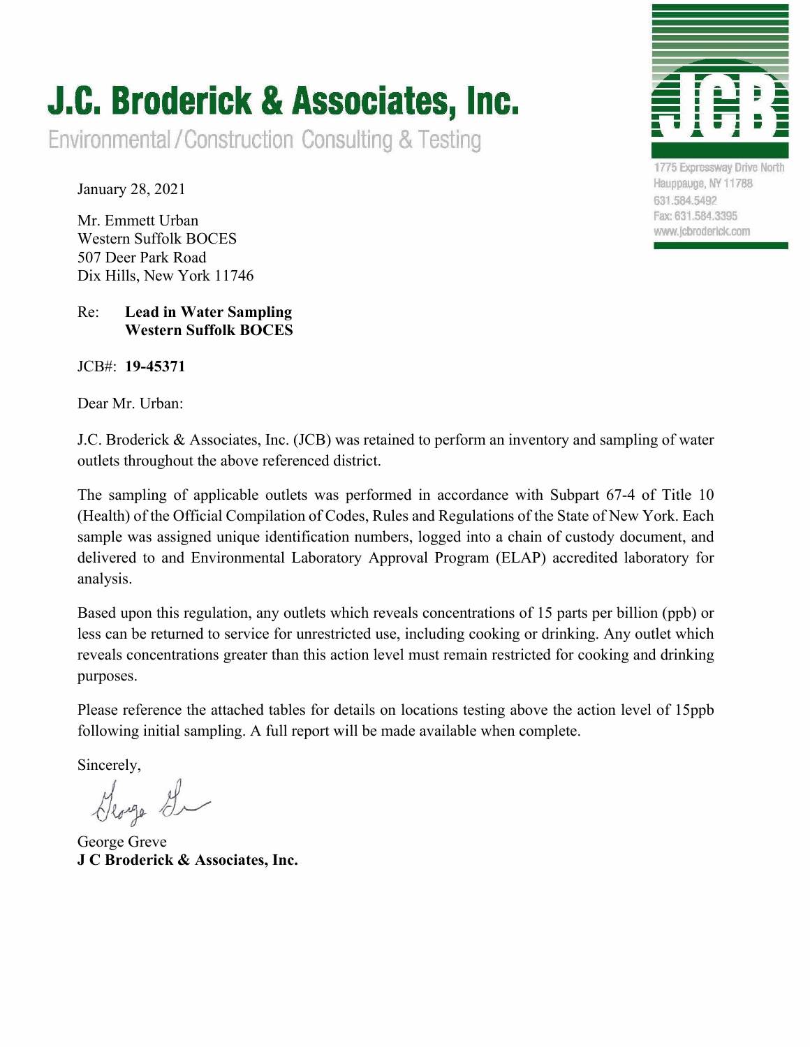# J.C. Broderick & Associates, Inc.

Environmental / Construction Consulting & Testing

1775 Expressway Drive North
Hauppauge, NY 11788
631.584.5492
Fax: 631.584.3395
www.jcbroderick.com

January 28, 2021

Mr. Emmett Urban
Western Suffolk BOCES
507 Deer Park Road
Dix Hills, New York 11746

Re: **Lead in Water Sampling**
**Western Suffolk BOCES**

JCB#: **19-45371**

Dear Mr. Urban:

J.C. Broderick & Associates, Inc. (JCB) was retained to perform an inventory and sampling of water outlets throughout the above referenced district.

The sampling of applicable outlets was performed in accordance with Subpart 67-4 of Title 10 (Health) of the Official Compilation of Codes, Rules and Regulations of the State of New York. Each sample was assigned unique identification numbers, logged into a chain of custody document, and delivered to and Environmental Laboratory Approval Program (ELAP) accredited laboratory for analysis.

Based upon this regulation, any outlets which reveals concentrations of 15 parts per billion (ppb) or less can be returned to service for unrestricted use, including cooking or drinking. Any outlet which reveals concentrations greater than this action level must remain restricted for cooking and drinking purposes.

Please reference the attached tables for details on locations testing above the action level of 15ppb following initial sampling. A full report will be made available when complete.

Sincerely,

George Greve
**J C Broderick & Associates, Inc.**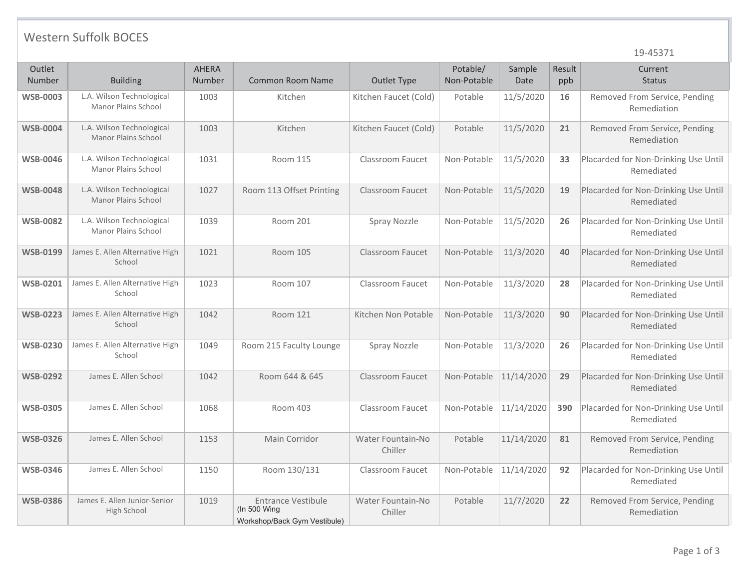Western Suffolk BOCES

19-45371

| Outlet Number | Building | AHERA Number | Common Room Name | Outlet Type | Potable/ Non-Potable | Sample Date | Result ppb | Current Status |
|---|---|---|---|---|---|---|---|---|
| **WSB-0003** | L.A. Wilson Technological Manor Plains School | 1003 | Kitchen | Kitchen Faucet (Cold) | Potable | 11/5/2020 | **16** | Removed From Service, Pending Remediation |
| **WSB-0004** | L.A. Wilson Technological Manor Plains School | 1003 | Kitchen | Kitchen Faucet (Cold) | Potable | 11/5/2020 | **21** | Removed From Service, Pending Remediation |
| **WSB-0046** | L.A. Wilson Technological Manor Plains School | 1031 | Room 115 | Classroom Faucet | Non-Potable | 11/5/2020 | **33** | Placarded for Non-Drinking Use Until Remediated |
| **WSB-0048** | L.A. Wilson Technological Manor Plains School | 1027 | Room 113 Offset Printing | Classroom Faucet | Non-Potable | 11/5/2020 | **19** | Placarded for Non-Drinking Use Until Remediated |
| **WSB-0082** | L.A. Wilson Technological Manor Plains School | 1039 | Room 201 | Spray Nozzle | Non-Potable | 11/5/2020 | **26** | Placarded for Non-Drinking Use Until Remediated |
| **WSB-0199** | James E. Allen Alternative High School | 1021 | Room 105 | Classroom Faucet | Non-Potable | 11/3/2020 | **40** | Placarded for Non-Drinking Use Until Remediated |
| **WSB-0201** | James E. Allen Alternative High School | 1023 | Room 107 | Classroom Faucet | Non-Potable | 11/3/2020 | **28** | Placarded for Non-Drinking Use Until Remediated |
| **WSB-0223** | James E. Allen Alternative High School | 1042 | Room 121 | Kitchen Non Potable | Non-Potable | 11/3/2020 | **90** | Placarded for Non-Drinking Use Until Remediated |
| **WSB-0230** | James E. Allen Alternative High School | 1049 | Room 215 Faculty Lounge | Spray Nozzle | Non-Potable | 11/3/2020 | **26** | Placarded for Non-Drinking Use Until Remediated |
| **WSB-0292** | James E. Allen School | 1042 | Room 644 & 645 | Classroom Faucet | Non-Potable | 11/14/2020 | **29** | Placarded for Non-Drinking Use Until Remediated |
| **WSB-0305** | James E. Allen School | 1068 | Room 403 | Classroom Faucet | Non-Potable | 11/14/2020 | **390** | Placarded for Non-Drinking Use Until Remediated |
| **WSB-0326** | James E. Allen School | 1153 | Main Corridor | Water Fountain-No Chiller | Potable | 11/14/2020 | **81** | Removed From Service, Pending Remediation |
| **WSB-0346** | James E. Allen School | 1150 | Room 130/131 | Classroom Faucet | Non-Potable | 11/14/2020 | **92** | Placarded for Non-Drinking Use Until Remediated |
| **WSB-0386** | James E. Allen Junior-Senior High School | 1019 | Entrance Vestibule (In 500 Wing Workshop/Back Gym Vestibule) | Water Fountain-No Chiller | Potable | 11/7/2020 | **22** | Removed From Service, Pending Remediation |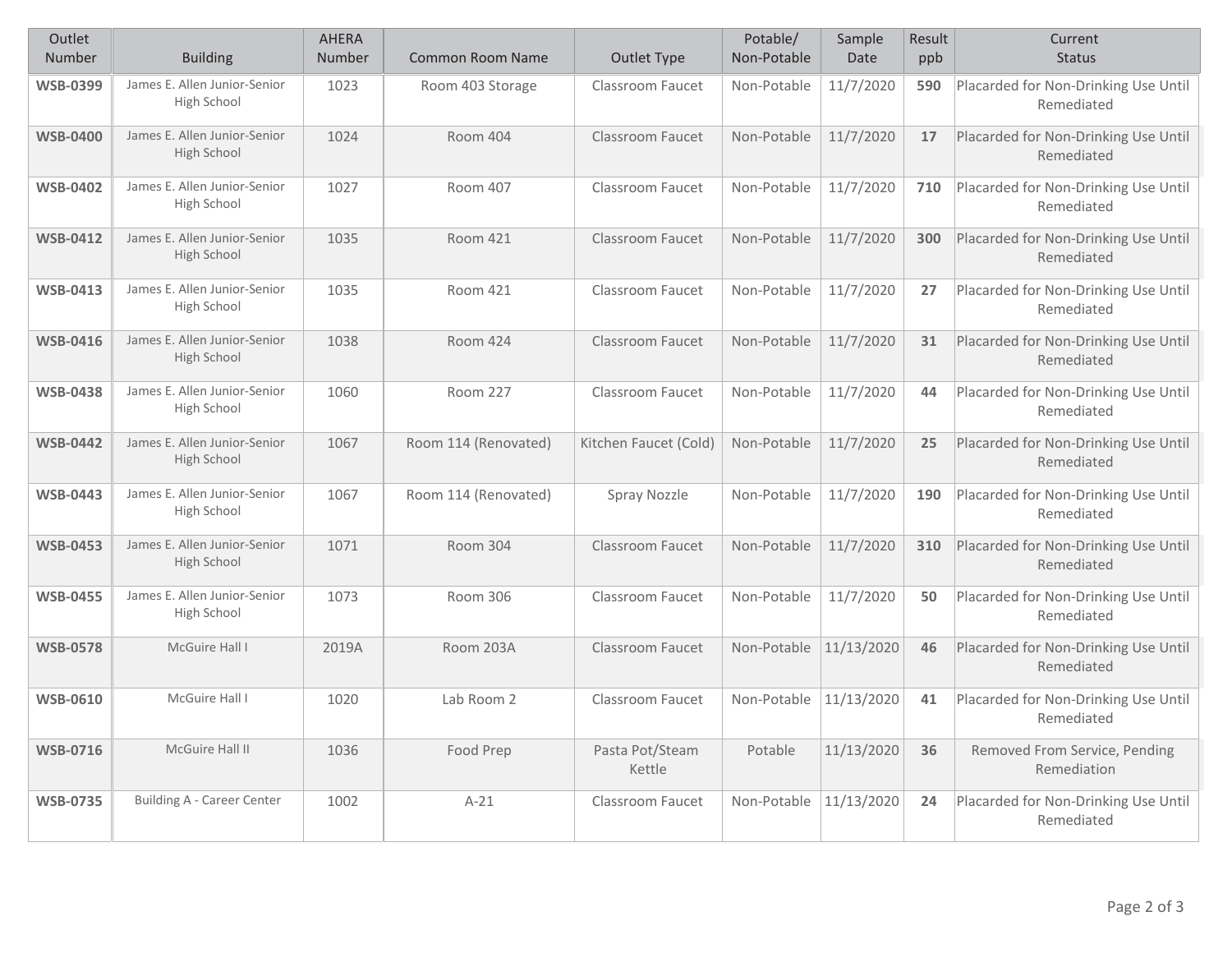| Outlet Number | Building | AHERA Number | Common Room Name | Outlet Type | Potable/ Non-Potable | Sample Date | Result ppb | Current Status |
|---|---|---|---|---|---|---|---|---|
| **WSB-0399** | James E. Allen Junior-Senior High School | 1023 | Room 403 Storage | Classroom Faucet | Non-Potable | 11/7/2020 | **590** | Placarded for Non-Drinking Use Until Remediated |
| **WSB-0400** | James E. Allen Junior-Senior High School | 1024 | Room 404 | Classroom Faucet | Non-Potable | 11/7/2020 | **17** | Placarded for Non-Drinking Use Until Remediated |
| **WSB-0402** | James E. Allen Junior-Senior High School | 1027 | Room 407 | Classroom Faucet | Non-Potable | 11/7/2020 | **710** | Placarded for Non-Drinking Use Until Remediated |
| **WSB-0412** | James E. Allen Junior-Senior High School | 1035 | Room 421 | Classroom Faucet | Non-Potable | 11/7/2020 | **300** | Placarded for Non-Drinking Use Until Remediated |
| **WSB-0413** | James E. Allen Junior-Senior High School | 1035 | Room 421 | Classroom Faucet | Non-Potable | 11/7/2020 | **27** | Placarded for Non-Drinking Use Until Remediated |
| **WSB-0416** | James E. Allen Junior-Senior High School | 1038 | Room 424 | Classroom Faucet | Non-Potable | 11/7/2020 | **31** | Placarded for Non-Drinking Use Until Remediated |
| **WSB-0438** | James E. Allen Junior-Senior High School | 1060 | Room 227 | Classroom Faucet | Non-Potable | 11/7/2020 | **44** | Placarded for Non-Drinking Use Until Remediated |
| **WSB-0442** | James E. Allen Junior-Senior High School | 1067 | Room 114 (Renovated) | Kitchen Faucet (Cold) | Non-Potable | 11/7/2020 | **25** | Placarded for Non-Drinking Use Until Remediated |
| **WSB-0443** | James E. Allen Junior-Senior High School | 1067 | Room 114 (Renovated) | Spray Nozzle | Non-Potable | 11/7/2020 | **190** | Placarded for Non-Drinking Use Until Remediated |
| **WSB-0453** | James E. Allen Junior-Senior High School | 1071 | Room 304 | Classroom Faucet | Non-Potable | 11/7/2020 | **310** | Placarded for Non-Drinking Use Until Remediated |
| **WSB-0455** | James E. Allen Junior-Senior High School | 1073 | Room 306 | Classroom Faucet | Non-Potable | 11/7/2020 | **50** | Placarded for Non-Drinking Use Until Remediated |
| **WSB-0578** | McGuire Hall I | 2019A | Room 203A | Classroom Faucet | Non-Potable | 11/13/2020 | **46** | Placarded for Non-Drinking Use Until Remediated |
| **WSB-0610** | McGuire Hall I | 1020 | Lab Room 2 | Classroom Faucet | Non-Potable | 11/13/2020 | **41** | Placarded for Non-Drinking Use Until Remediated |
| **WSB-0716** | McGuire Hall II | 1036 | Food Prep | Pasta Pot/Steam Kettle | Potable | 11/13/2020 | **36** | Removed From Service, Pending Remediation |
| **WSB-0735** | Building A - Career Center | 1002 | A-21 | Classroom Faucet | Non-Potable | 11/13/2020 | **24** | Placarded for Non-Drinking Use Until Remediated |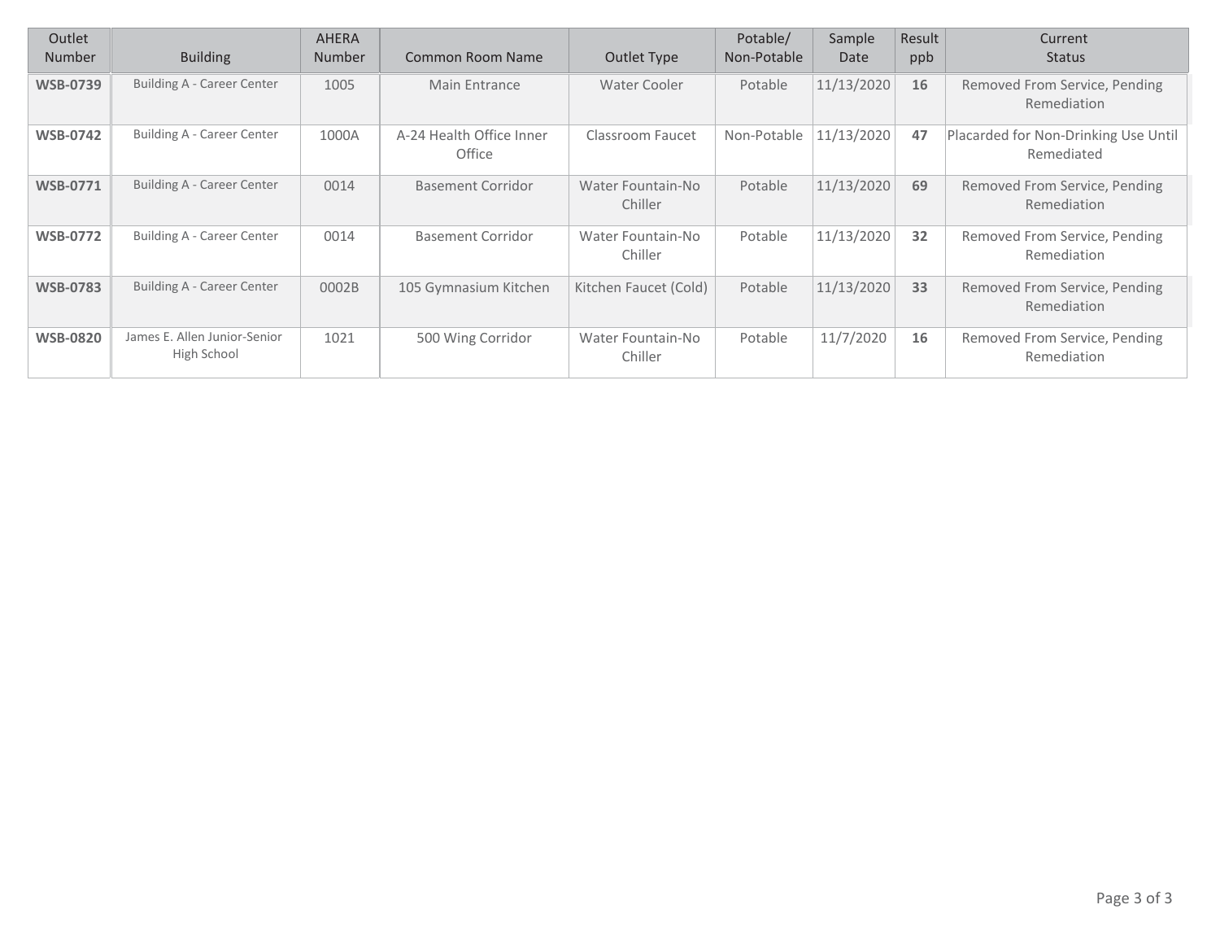| Outlet Number | Building | AHERA Number | Common Room Name | Outlet Type | Potable/ Non-Potable | Sample Date | Result ppb | Current Status |
|---|---|---|---|---|---|---|---|---|
| **WSB-0739** | Building A - Career Center | 1005 | Main Entrance | Water Cooler | Potable | 11/13/2020 | **16** | Removed From Service, Pending Remediation |
| **WSB-0742** | Building A - Career Center | 1000A | A-24 Health Office Inner Office | Classroom Faucet | Non-Potable | 11/13/2020 | **47** | Placarded for Non-Drinking Use Until Remediated |
| **WSB-0771** | Building A - Career Center | 0014 | Basement Corridor | Water Fountain-No Chiller | Potable | 11/13/2020 | **69** | Removed From Service, Pending Remediation |
| **WSB-0772** | Building A - Career Center | 0014 | Basement Corridor | Water Fountain-No Chiller | Potable | 11/13/2020 | **32** | Removed From Service, Pending Remediation |
| **WSB-0783** | Building A - Career Center | 0002B | 105 Gymnasium Kitchen | Kitchen Faucet (Cold) | Potable | 11/13/2020 | **33** | Removed From Service, Pending Remediation |
| **WSB-0820** | James E. Allen Junior-Senior High School | 1021 | 500 Wing Corridor | Water Fountain-No Chiller | Potable | 11/7/2020 | **16** | Removed From Service, Pending Remediation |